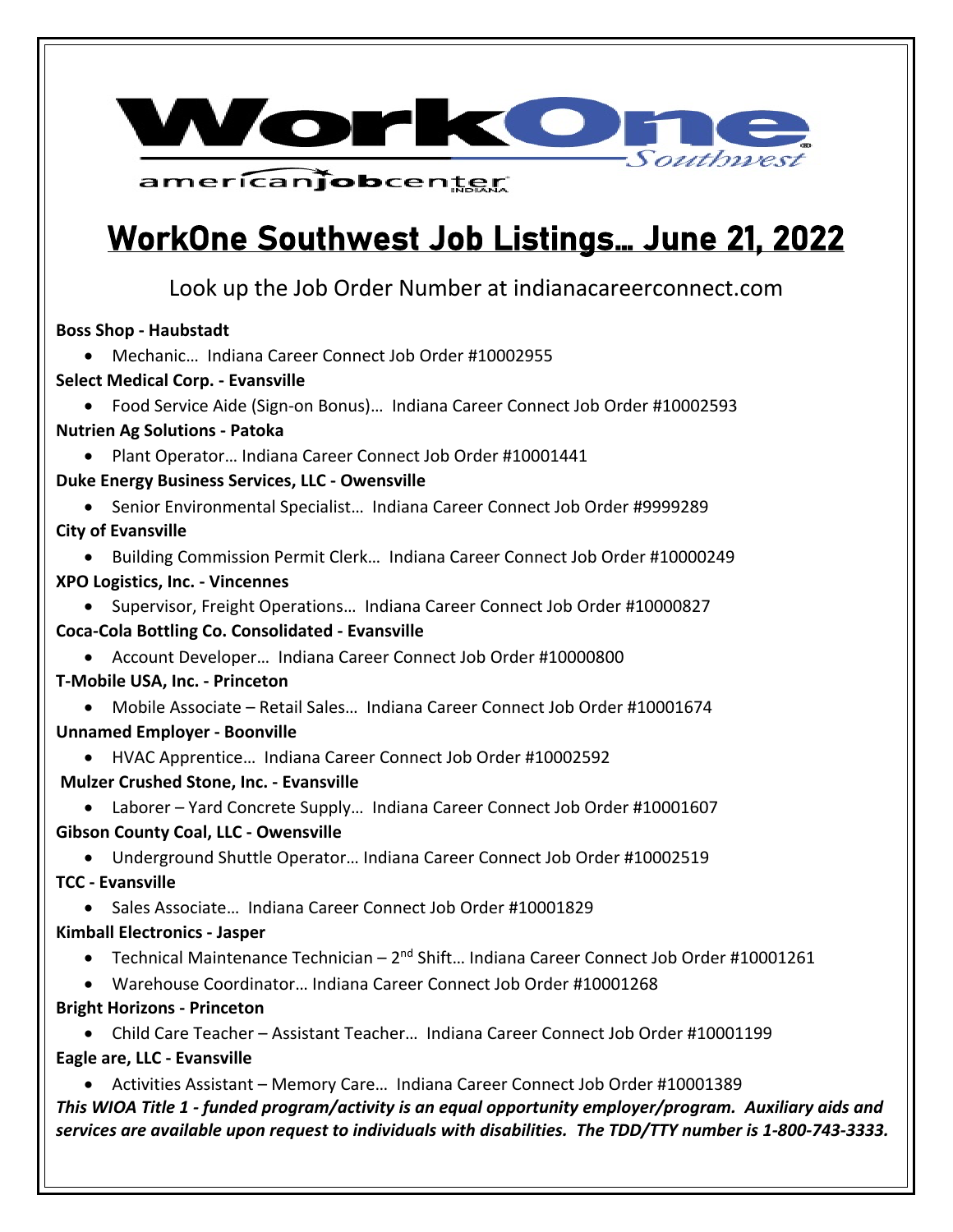# WorkOne Southwest Job Listings… June 21, 2022

Look up the Job Order Number at indianacareerconnect.com

**Boss Shop - Haubstadt**

- Mechanic… Indiana Career Connect Job Order #10002955

**Select Medical Corp. - Evansville**

- Food Service Aide (Sign-on Bonus)… Indiana Career Connect Job Order #10002593

**Nutrien Ag Solutions - Patoka**

- Plant Operator… Indiana Career Connect Job Order #10001441

**Duke Energy Business Services, LLC - Owensville**

- Senior Environmental Specialist… Indiana Career Connect Job Order #9999289

**City of Evansville**

- Building Commission Permit Clerk… Indiana Career Connect Job Order #10000249

**XPO Logistics, Inc. - Vincennes**

- Supervisor, Freight Operations… Indiana Career Connect Job Order #10000827

**Coca-Cola Bottling Co. Consolidated - Evansville**

- Account Developer… Indiana Career Connect Job Order #10000800

**T-Mobile USA, Inc. - Princeton**

- Mobile Associate – Retail Sales… Indiana Career Connect Job Order #10001674

**Unnamed Employer - Boonville**

- HVAC Apprentice… Indiana Career Connect Job Order #10002592

**Mulzer Crushed Stone, Inc. - Evansville**

- Laborer – Yard Concrete Supply… Indiana Career Connect Job Order #10001607

**Gibson County Coal, LLC - Owensville**

- Underground Shuttle Operator… Indiana Career Connect Job Order #10002519

**TCC - Evansville**

- Sales Associate… Indiana Career Connect Job Order #10001829

**Kimball Electronics - Jasper**

- Technical Maintenance Technician – 2nd Shift… Indiana Career Connect Job Order #10001261
- Warehouse Coordinator… Indiana Career Connect Job Order #10001268

**Bright Horizons - Princeton**

- Child Care Teacher – Assistant Teacher… Indiana Career Connect Job Order #10001199

**Eagle are, LLC - Evansville**

- Activities Assistant – Memory Care… Indiana Career Connect Job Order #10001389

***This WIOA Title 1 - funded program/activity is an equal opportunity employer/program. Auxiliary aids and services are available upon request to individuals with disabilities. The TDD/TTY number is 1-800-743-3333.***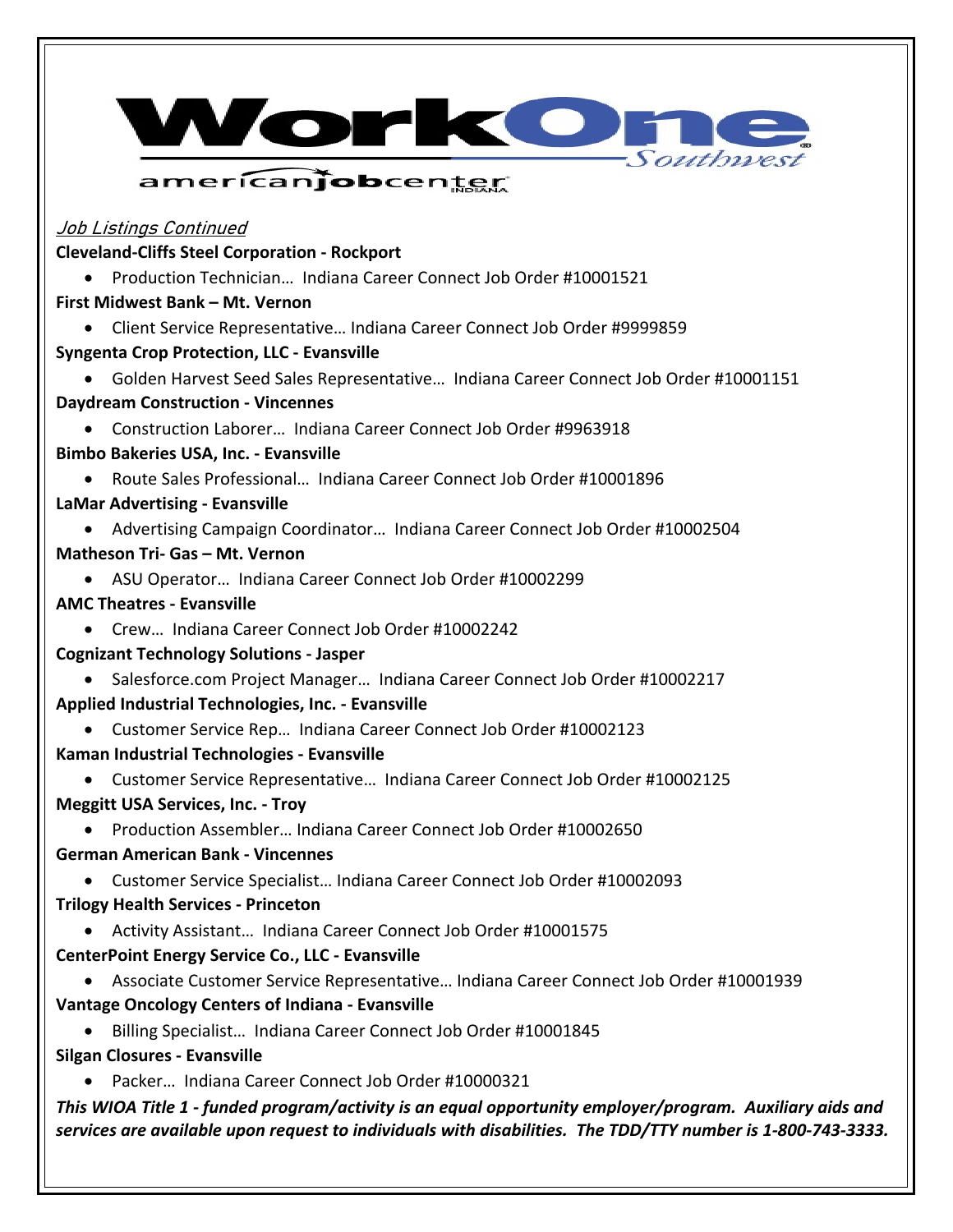*Job Listings Continued*

**Cleveland-Cliffs Steel Corporation - Rockport**

- Production Technician… Indiana Career Connect Job Order #10001521

**First Midwest Bank – Mt. Vernon**

- Client Service Representative… Indiana Career Connect Job Order #9999859

**Syngenta Crop Protection, LLC - Evansville**

- Golden Harvest Seed Sales Representative… Indiana Career Connect Job Order #10001151

**Daydream Construction - Vincennes**

- Construction Laborer… Indiana Career Connect Job Order #9963918

**Bimbo Bakeries USA, Inc. - Evansville**

- Route Sales Professional… Indiana Career Connect Job Order #10001896

**LaMar Advertising - Evansville**

- Advertising Campaign Coordinator… Indiana Career Connect Job Order #10002504

**Matheson Tri- Gas – Mt. Vernon**

- ASU Operator… Indiana Career Connect Job Order #10002299

**AMC Theatres - Evansville**

- Crew… Indiana Career Connect Job Order #10002242

**Cognizant Technology Solutions - Jasper**

- Salesforce.com Project Manager… Indiana Career Connect Job Order #10002217

**Applied Industrial Technologies, Inc. - Evansville**

- Customer Service Rep… Indiana Career Connect Job Order #10002123

**Kaman Industrial Technologies - Evansville**

- Customer Service Representative… Indiana Career Connect Job Order #10002125

**Meggitt USA Services, Inc. - Troy**

- Production Assembler… Indiana Career Connect Job Order #10002650

**German American Bank - Vincennes**

- Customer Service Specialist… Indiana Career Connect Job Order #10002093

**Trilogy Health Services - Princeton**

- Activity Assistant… Indiana Career Connect Job Order #10001575

**CenterPoint Energy Service Co., LLC - Evansville**

- Associate Customer Service Representative… Indiana Career Connect Job Order #10001939

**Vantage Oncology Centers of Indiana - Evansville**

- Billing Specialist… Indiana Career Connect Job Order #10001845

**Silgan Closures - Evansville**

- Packer… Indiana Career Connect Job Order #10000321

***This WIOA Title 1 - funded program/activity is an equal opportunity employer/program. Auxiliary aids and services are available upon request to individuals with disabilities. The TDD/TTY number is 1-800-743-3333.***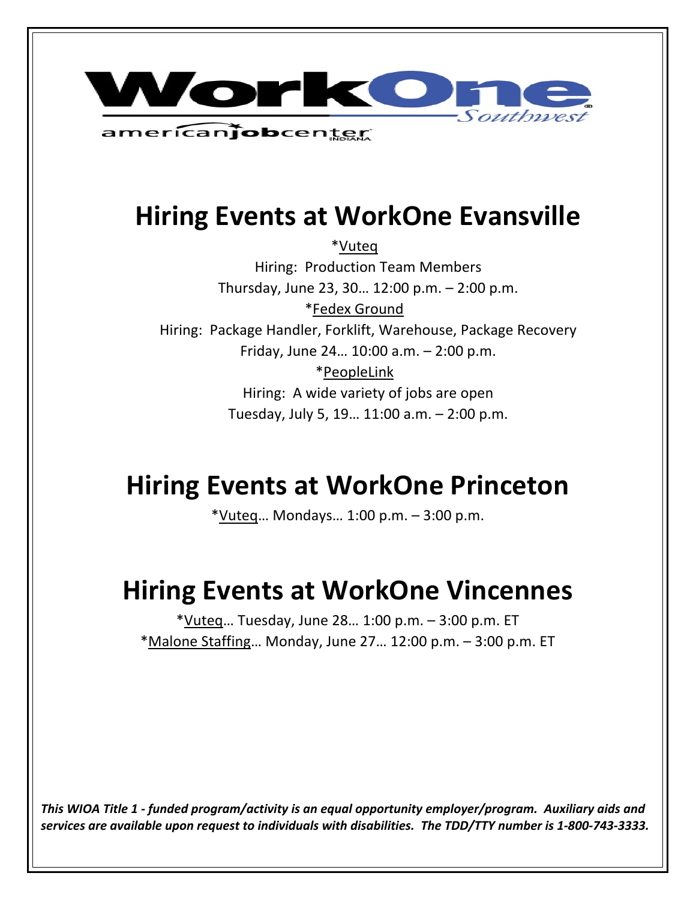WorkOne Southwest

americanjobcenter INDIANA

# Hiring Events at WorkOne Evansville

*Vuteq

Hiring: Production Team Members

Thursday, June 23, 30… 12:00 p.m. – 2:00 p.m.

*Fedex Ground

Hiring: Package Handler, Forklift, Warehouse, Package Recovery

Friday, June 24… 10:00 a.m. – 2:00 p.m.

*PeopleLink

Hiring: A wide variety of jobs are open

Tuesday, July 5, 19… 11:00 a.m. – 2:00 p.m.

# Hiring Events at WorkOne Princeton

*Vuteq… Mondays… 1:00 p.m. – 3:00 p.m.

# Hiring Events at WorkOne Vincennes

*Vuteq… Tuesday, June 28… 1:00 p.m. – 3:00 p.m. ET

*Malone Staffing… Monday, June 27… 12:00 p.m. – 3:00 p.m. ET

***This WIOA Title 1 - funded program/activity is an equal opportunity employer/program. Auxiliary aids and services are available upon request to individuals with disabilities. The TDD/TTY number is 1-800-743-3333.***